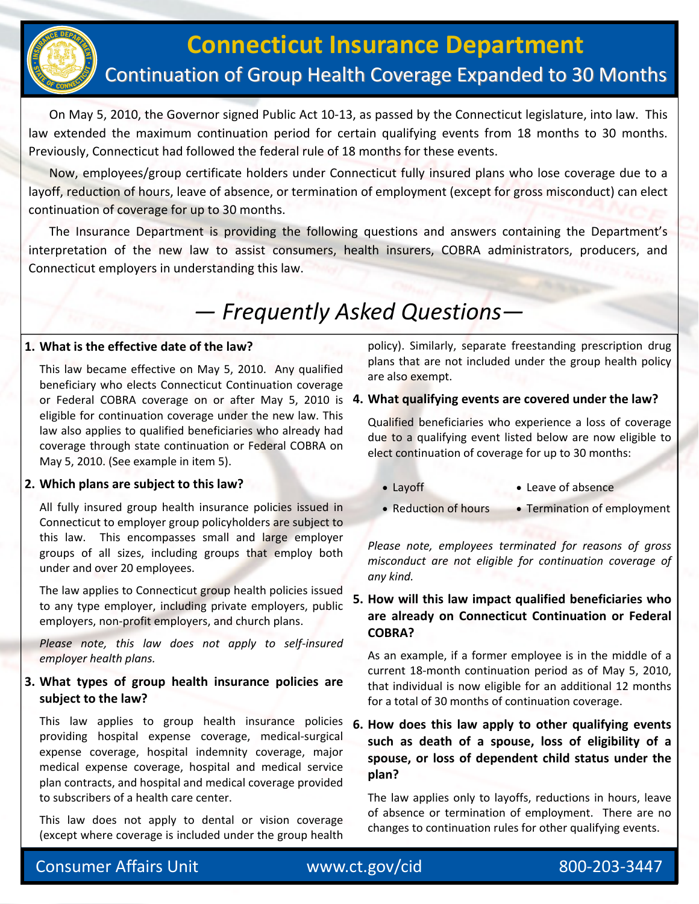# Connecticut Insurance Department

## Continuation of Group Health Coverage Expanded to 30 Months

On May 5, 2010, the Governor signed Public Act 10-13, as passed by the Connecticut legislature, into law. This law extended the maximum continuation period for certain qualifying events from 18 months to 30 months. Previously, Connecticut had followed the federal rule of 18 months for these events.

Now, employees/group certificate holders under Connecticut fully insured plans who lose coverage due to a layoff, reduction of hours, leave of absence, or termination of employment (except for gross misconduct) can elect continuation of coverage for up to 30 months.

The Insurance Department is providing the following questions and answers containing the Department's interpretation of the new law to assist consumers, health insurers, COBRA administrators, producers, and Connecticut employers in understanding this law.

## — *Frequently Asked Questions*—

**1. What is the effective date of the law?**

This law became effective on May 5, 2010. Any qualified beneficiary who elects Connecticut Continuation coverage or Federal COBRA coverage on or after May 5, 2010 is eligible for continuation coverage under the new law. This law also applies to qualified beneficiaries who already had coverage through state continuation or Federal COBRA on May 5, 2010. (See example in item 5).

**2. Which plans are subject to this law?**

All fully insured group health insurance policies issued in Connecticut to employer group policyholders are subject to this law. This encompasses small and large employer groups of all sizes, including groups that employ both under and over 20 employees.

The law applies to Connecticut group health policies issued to any type employer, including private employers, public employers, non-profit employers, and church plans.

*Please note, this law does not apply to self-insured employer health plans.*

**3. What types of group health insurance policies are subject to the law?**

This law applies to group health insurance policies providing hospital expense coverage, medical-surgical expense coverage, hospital indemnity coverage, major medical expense coverage, hospital and medical service plan contracts, and hospital and medical coverage provided to subscribers of a health care center.

This law does not apply to dental or vision coverage (except where coverage is included under the group health policy). Similarly, separate freestanding prescription drug plans that are not included under the group health policy are also exempt.

**4. What qualifying events are covered under the law?**

Qualified beneficiaries who experience a loss of coverage due to a qualifying event listed below are now eligible to elect continuation of coverage for up to 30 months:

- Layoff
- Reduction of hours
- Leave of absence
- Termination of employment

*Please note, employees terminated for reasons of gross misconduct are not eligible for continuation coverage of any kind.*

**5. How will this law impact qualified beneficiaries who are already on Connecticut Continuation or Federal COBRA?**

As an example, if a former employee is in the middle of a current 18-month continuation period as of May 5, 2010, that individual is now eligible for an additional 12 months for a total of 30 months of continuation coverage.

**6. How does this law apply to other qualifying events such as death of a spouse, loss of eligibility of a spouse, or loss of dependent child status under the plan?**

The law applies only to layoffs, reductions in hours, leave of absence or termination of employment. There are no changes to continuation rules for other qualifying events.

Consumer Affairs Unit www.ct.gov/cid 800-203-3447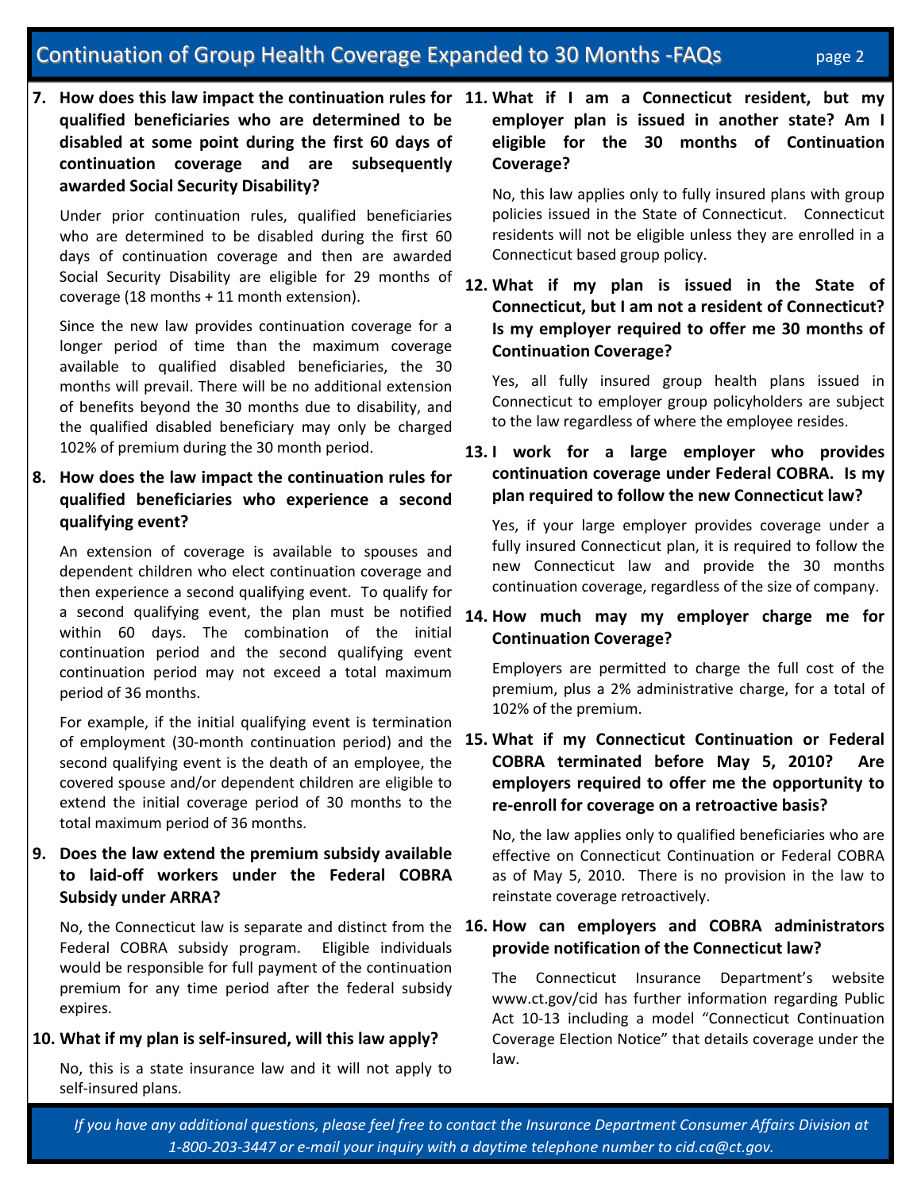**7. How does this law impact the continuation rules for qualified beneficiaries who are determined to be disabled at some point during the first 60 days of continuation coverage and are subsequently awarded Social Security Disability?**

Under prior continuation rules, qualified beneficiaries who are determined to be disabled during the first 60 days of continuation coverage and then are awarded Social Security Disability are eligible for 29 months of coverage (18 months + 11 month extension).

Since the new law provides continuation coverage for a longer period of time than the maximum coverage available to qualified disabled beneficiaries, the 30 months will prevail. There will be no additional extension of benefits beyond the 30 months due to disability, and the qualified disabled beneficiary may only be charged 102% of premium during the 30 month period.

**8. How does the law impact the continuation rules for qualified beneficiaries who experience a second qualifying event?**

An extension of coverage is available to spouses and dependent children who elect continuation coverage and then experience a second qualifying event. To qualify for a second qualifying event, the plan must be notified within 60 days. The combination of the initial continuation period and the second qualifying event continuation period may not exceed a total maximum period of 36 months.

For example, if the initial qualifying event is termination of employment (30-month continuation period) and the second qualifying event is the death of an employee, the covered spouse and/or dependent children are eligible to extend the initial coverage period of 30 months to the total maximum period of 36 months.

**9. Does the law extend the premium subsidy available to laid-off workers under the Federal COBRA Subsidy under ARRA?**

No, the Connecticut law is separate and distinct from the Federal COBRA subsidy program. Eligible individuals would be responsible for full payment of the continuation premium for any time period after the federal subsidy expires.

**10. What if my plan is self-insured, will this law apply?**

No, this is a state insurance law and it will not apply to self-insured plans.

**11. What if I am a Connecticut resident, but my employer plan is issued in another state? Am I eligible for the 30 months of Continuation Coverage?**

No, this law applies only to fully insured plans with group policies issued in the State of Connecticut. Connecticut residents will not be eligible unless they are enrolled in a Connecticut based group policy.

**12. What if my plan is issued in the State of Connecticut, but I am not a resident of Connecticut? Is my employer required to offer me 30 months of Continuation Coverage?**

Yes, all fully insured group health plans issued in Connecticut to employer group policyholders are subject to the law regardless of where the employee resides.

**13. I work for a large employer who provides continuation coverage under Federal COBRA. Is my plan required to follow the new Connecticut law?**

Yes, if your large employer provides coverage under a fully insured Connecticut plan, it is required to follow the new Connecticut law and provide the 30 months continuation coverage, regardless of the size of company.

**14. How much may my employer charge me for Continuation Coverage?**

Employers are permitted to charge the full cost of the premium, plus a 2% administrative charge, for a total of 102% of the premium.

**15. What if my Connecticut Continuation or Federal COBRA terminated before May 5, 2010? Are employers required to offer me the opportunity to re-enroll for coverage on a retroactive basis?**

No, the law applies only to qualified beneficiaries who are effective on Connecticut Continuation or Federal COBRA as of May 5, 2010. There is no provision in the law to reinstate coverage retroactively.

**16. How can employers and COBRA administrators provide notification of the Connecticut law?**

The Connecticut Insurance Department's website www.ct.gov/cid has further information regarding Public Act 10-13 including a model "Connecticut Continuation Coverage Election Notice" that details coverage under the law.

*If you have any additional questions, please feel free to contact the Insurance Department Consumer Affairs Division at 1-800-203-3447 or e-mail your inquiry with a daytime telephone number to cid.ca@ct.gov.*